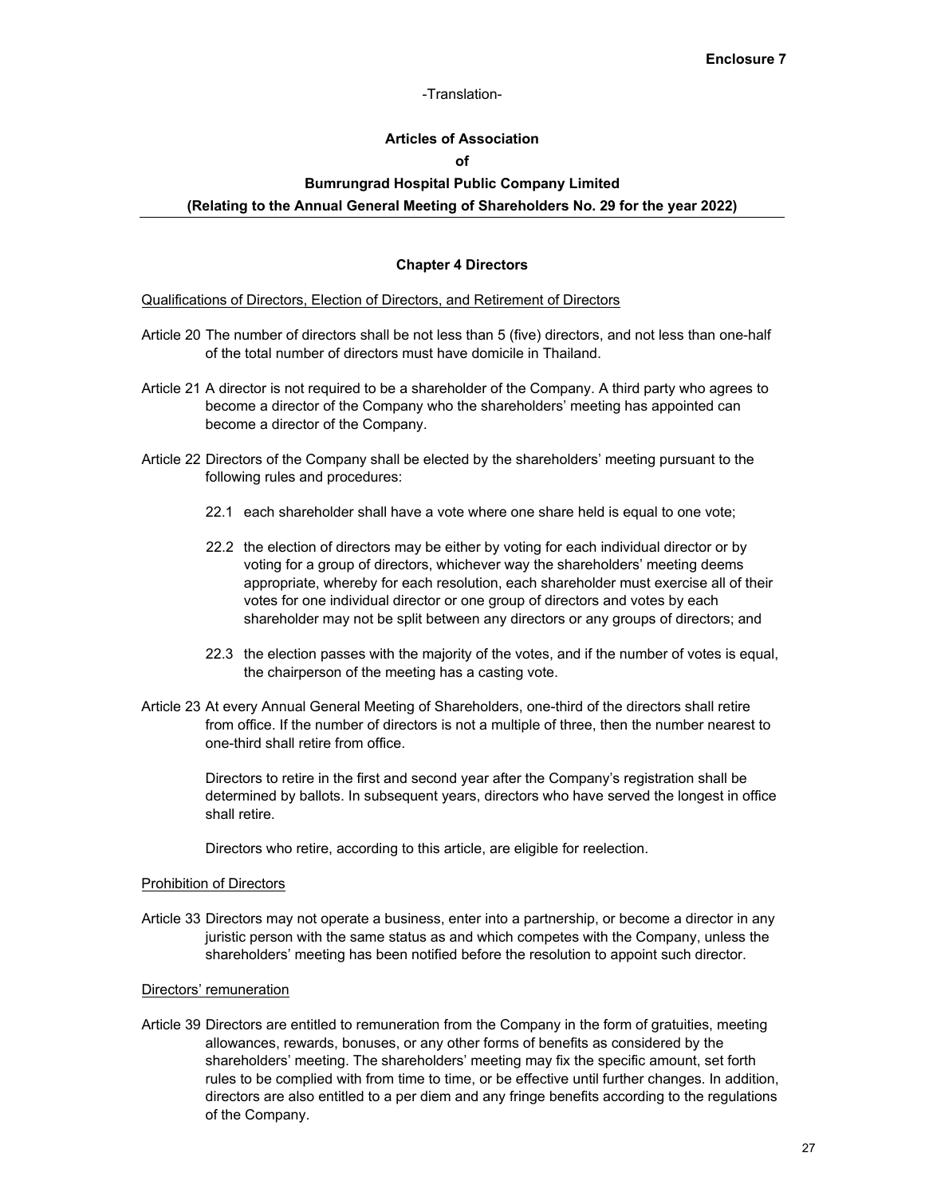**Enclosure 7**

-Translation-

# Articles of Association
# of
# Bumrungrad Hospital Public Company Limited
# (Relating to the Annual General Meeting of Shareholders No. 29 for the year 2022)

## Chapter 4 Directors

Qualifications of Directors, Election of Directors, and Retirement of Directors

Article 20 The number of directors shall be not less than 5 (five) directors, and not less than one-half of the total number of directors must have domicile in Thailand.

Article 21 A director is not required to be a shareholder of the Company. A third party who agrees to become a director of the Company who the shareholders' meeting has appointed can become a director of the Company.

Article 22 Directors of the Company shall be elected by the shareholders' meeting pursuant to the following rules and procedures:

22.1 each shareholder shall have a vote where one share held is equal to one vote;

22.2 the election of directors may be either by voting for each individual director or by voting for a group of directors, whichever way the shareholders' meeting deems appropriate, whereby for each resolution, each shareholder must exercise all of their votes for one individual director or one group of directors and votes by each shareholder may not be split between any directors or any groups of directors; and

22.3 the election passes with the majority of the votes, and if the number of votes is equal, the chairperson of the meeting has a casting vote.

Article 23 At every Annual General Meeting of Shareholders, one-third of the directors shall retire from office. If the number of directors is not a multiple of three, then the number nearest to one-third shall retire from office.

Directors to retire in the first and second year after the Company's registration shall be determined by ballots. In subsequent years, directors who have served the longest in office shall retire.

Directors who retire, according to this article, are eligible for reelection.

Prohibition of Directors

Article 33 Directors may not operate a business, enter into a partnership, or become a director in any juristic person with the same status as and which competes with the Company, unless the shareholders' meeting has been notified before the resolution to appoint such director.

Directors' remuneration

Article 39 Directors are entitled to remuneration from the Company in the form of gratuities, meeting allowances, rewards, bonuses, or any other forms of benefits as considered by the shareholders' meeting. The shareholders' meeting may fix the specific amount, set forth rules to be complied with from time to time, or be effective until further changes. In addition, directors are also entitled to a per diem and any fringe benefits according to the regulations of the Company.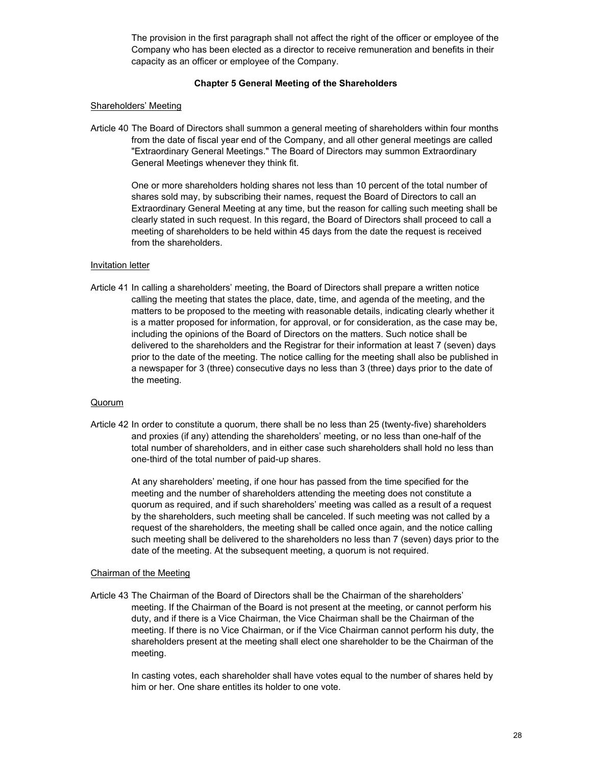The provision in the first paragraph shall not affect the right of the officer or employee of the Company who has been elected as a director to receive remuneration and benefits in their capacity as an officer or employee of the Company.

## Chapter 5 General Meeting of the Shareholders

Shareholders' Meeting

Article 40 The Board of Directors shall summon a general meeting of shareholders within four months from the date of fiscal year end of the Company, and all other general meetings are called "Extraordinary General Meetings." The Board of Directors may summon Extraordinary General Meetings whenever they think fit.

One or more shareholders holding shares not less than 10 percent of the total number of shares sold may, by subscribing their names, request the Board of Directors to call an Extraordinary General Meeting at any time, but the reason for calling such meeting shall be clearly stated in such request. In this regard, the Board of Directors shall proceed to call a meeting of shareholders to be held within 45 days from the date the request is received from the shareholders.

Invitation letter

Article 41 In calling a shareholders' meeting, the Board of Directors shall prepare a written notice calling the meeting that states the place, date, time, and agenda of the meeting, and the matters to be proposed to the meeting with reasonable details, indicating clearly whether it is a matter proposed for information, for approval, or for consideration, as the case may be, including the opinions of the Board of Directors on the matters. Such notice shall be delivered to the shareholders and the Registrar for their information at least 7 (seven) days prior to the date of the meeting. The notice calling for the meeting shall also be published in a newspaper for 3 (three) consecutive days no less than 3 (three) days prior to the date of the meeting.

Quorum

Article 42 In order to constitute a quorum, there shall be no less than 25 (twenty-five) shareholders and proxies (if any) attending the shareholders' meeting, or no less than one-half of the total number of shareholders, and in either case such shareholders shall hold no less than one-third of the total number of paid-up shares.

At any shareholders' meeting, if one hour has passed from the time specified for the meeting and the number of shareholders attending the meeting does not constitute a quorum as required, and if such shareholders' meeting was called as a result of a request by the shareholders, such meeting shall be canceled. If such meeting was not called by a request of the shareholders, the meeting shall be called once again, and the notice calling such meeting shall be delivered to the shareholders no less than 7 (seven) days prior to the date of the meeting. At the subsequent meeting, a quorum is not required.

Chairman of the Meeting

Article 43 The Chairman of the Board of Directors shall be the Chairman of the shareholders' meeting. If the Chairman of the Board is not present at the meeting, or cannot perform his duty, and if there is a Vice Chairman, the Vice Chairman shall be the Chairman of the meeting. If there is no Vice Chairman, or if the Vice Chairman cannot perform his duty, the shareholders present at the meeting shall elect one shareholder to be the Chairman of the meeting.

In casting votes, each shareholder shall have votes equal to the number of shares held by him or her. One share entitles its holder to one vote.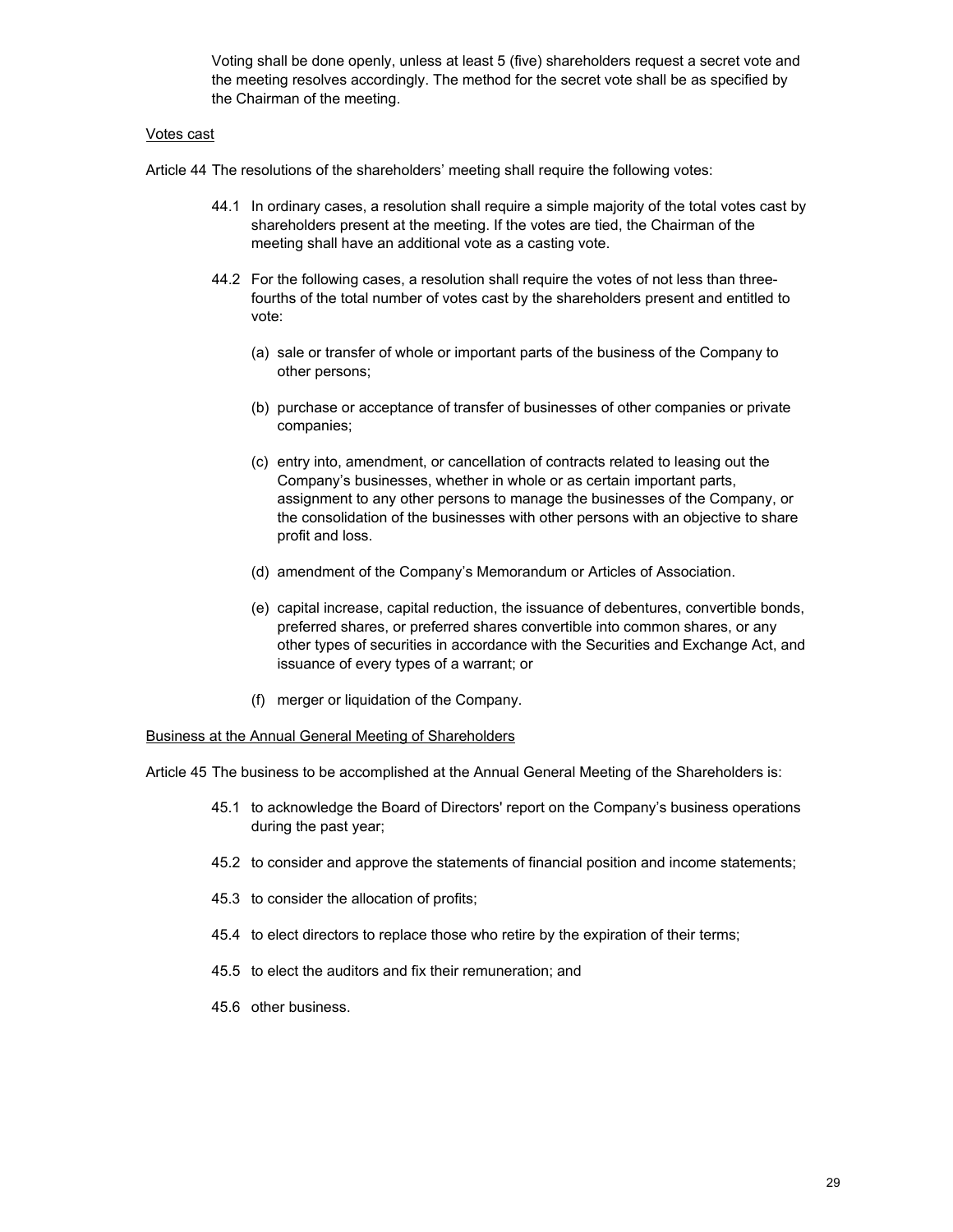Voting shall be done openly, unless at least 5 (five) shareholders request a secret vote and the meeting resolves accordingly. The method for the secret vote shall be as specified by the Chairman of the meeting.

<u>Votes cast</u>

Article 44 The resolutions of the shareholders' meeting shall require the following votes:

44.1 In ordinary cases, a resolution shall require a simple majority of the total votes cast by shareholders present at the meeting. If the votes are tied, the Chairman of the meeting shall have an additional vote as a casting vote.

44.2 For the following cases, a resolution shall require the votes of not less than three-fourths of the total number of votes cast by the shareholders present and entitled to vote:

(a) sale or transfer of whole or important parts of the business of the Company to other persons;

(b) purchase or acceptance of transfer of businesses of other companies or private companies;

(c) entry into, amendment, or cancellation of contracts related to leasing out the Company's businesses, whether in whole or as certain important parts, assignment to any other persons to manage the businesses of the Company, or the consolidation of the businesses with other persons with an objective to share profit and loss.

(d) amendment of the Company's Memorandum or Articles of Association.

(e) capital increase, capital reduction, the issuance of debentures, convertible bonds, preferred shares, or preferred shares convertible into common shares, or any other types of securities in accordance with the Securities and Exchange Act, and issuance of every types of a warrant; or

(f) merger or liquidation of the Company.

<u>Business at the Annual General Meeting of Shareholders</u>

Article 45 The business to be accomplished at the Annual General Meeting of the Shareholders is:

45.1 to acknowledge the Board of Directors' report on the Company's business operations during the past year;

45.2 to consider and approve the statements of financial position and income statements;

45.3 to consider the allocation of profits;

45.4 to elect directors to replace those who retire by the expiration of their terms;

45.5 to elect the auditors and fix their remuneration; and

45.6 other business.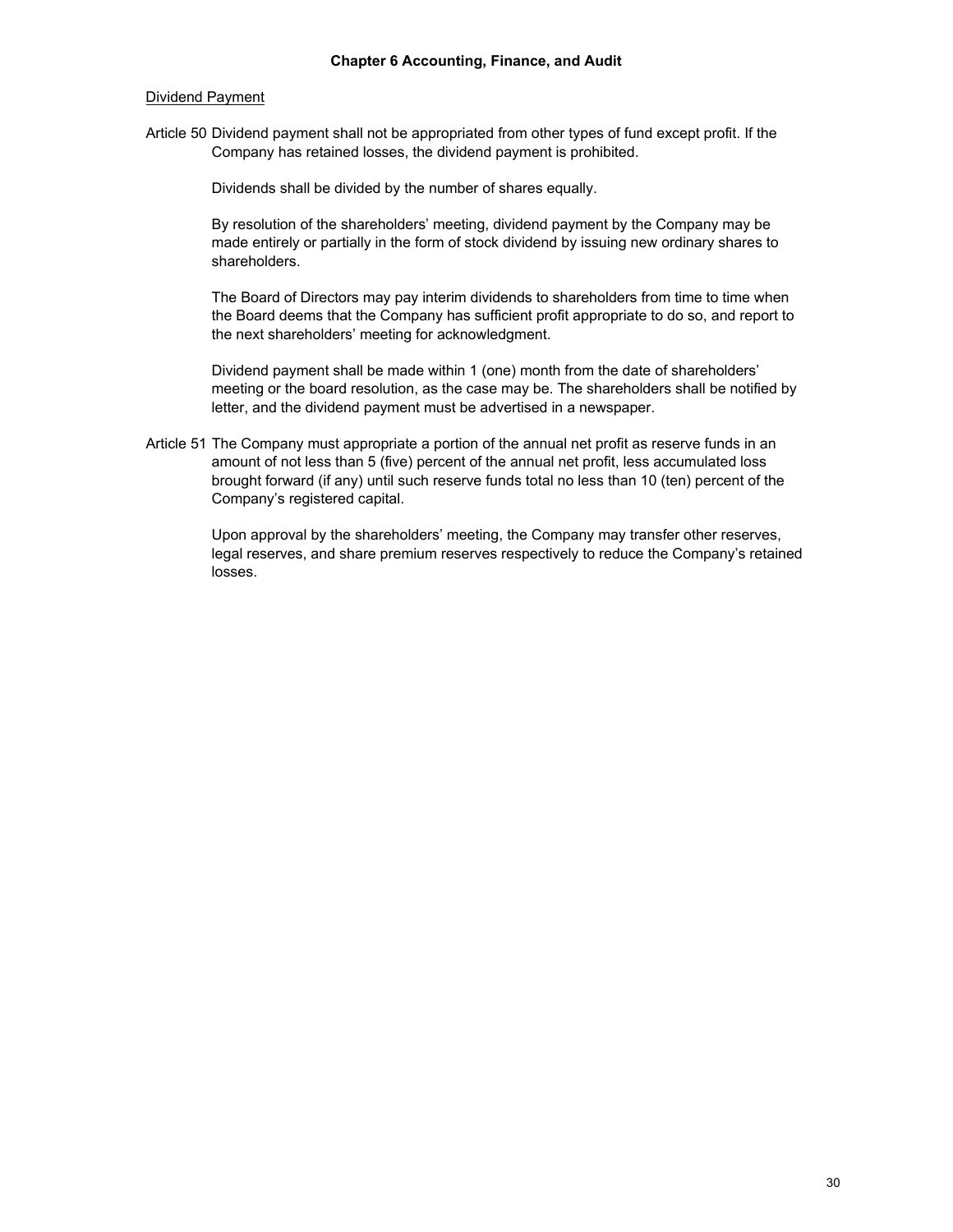## Chapter 6 Accounting, Finance, and Audit

Dividend Payment

Article 50 Dividend payment shall not be appropriated from other types of fund except profit. If the Company has retained losses, the dividend payment is prohibited.

Dividends shall be divided by the number of shares equally.

By resolution of the shareholders' meeting, dividend payment by the Company may be made entirely or partially in the form of stock dividend by issuing new ordinary shares to shareholders.

The Board of Directors may pay interim dividends to shareholders from time to time when the Board deems that the Company has sufficient profit appropriate to do so, and report to the next shareholders' meeting for acknowledgment.

Dividend payment shall be made within 1 (one) month from the date of shareholders' meeting or the board resolution, as the case may be. The shareholders shall be notified by letter, and the dividend payment must be advertised in a newspaper.

Article 51 The Company must appropriate a portion of the annual net profit as reserve funds in an amount of not less than 5 (five) percent of the annual net profit, less accumulated loss brought forward (if any) until such reserve funds total no less than 10 (ten) percent of the Company's registered capital.

Upon approval by the shareholders' meeting, the Company may transfer other reserves, legal reserves, and share premium reserves respectively to reduce the Company's retained losses.